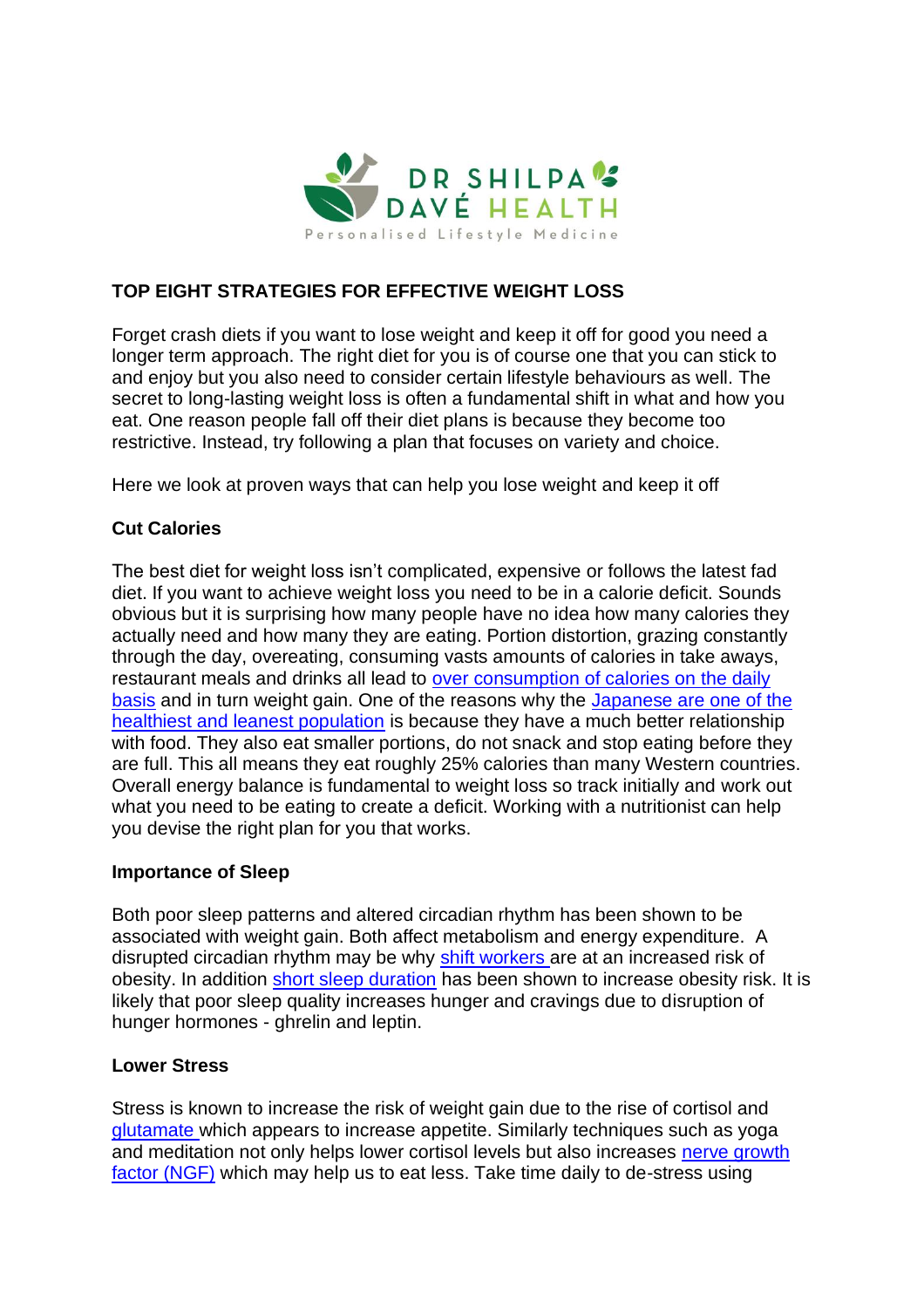DR SHILPA DAVÉ HEALTH

Personalised Lifestyle Medicine

**TOP EIGHT STRATEGIES FOR EFFECTIVE WEIGHT LOSS**

Forget crash diets if you want to lose weight and keep it off for good you need a longer term approach. The right diet for you is of course one that you can stick to and enjoy but you also need to consider certain lifestyle behaviours as well. The secret to long-lasting weight loss is often a fundamental shift in what and how you eat. One reason people fall off their diet plans is because they become too restrictive. Instead, try following a plan that focuses on variety and choice.

Here we look at proven ways that can help you lose weight and keep it off

**Cut Calories**

The best diet for weight loss isn't complicated, expensive or follows the latest fad diet. If you want to achieve weight loss you need to be in a calorie deficit. Sounds obvious but it is surprising how many people have no idea how many calories they actually need and how many they are eating. Portion distortion, grazing constantly through the day, overeating, consuming vasts amounts of calories in take aways, restaurant meals and drinks all lead to over consumption of calories on the daily basis and in turn weight gain. One of the reasons why the Japanese are one of the healthiest and leanest population is because they have a much better relationship with food. They also eat smaller portions, do not snack and stop eating before they are full. This all means they eat roughly 25% calories than many Western countries. Overall energy balance is fundamental to weight loss so track initially and work out what you need to be eating to create a deficit. Working with a nutritionist can help you devise the right plan for you that works.

**Importance of Sleep**

Both poor sleep patterns and altered circadian rhythm has been shown to be associated with weight gain. Both affect metabolism and energy expenditure. A disrupted circadian rhythm may be why shift workers are at an increased risk of obesity. In addition short sleep duration has been shown to increase obesity risk. It is likely that poor sleep quality increases hunger and cravings due to disruption of hunger hormones - ghrelin and leptin.

**Lower Stress**

Stress is known to increase the risk of weight gain due to the rise of cortisol and glutamate which appears to increase appetite. Similarly techniques such as yoga and meditation not only helps lower cortisol levels but also increases nerve growth factor (NGF) which may help us to eat less. Take time daily to de-stress using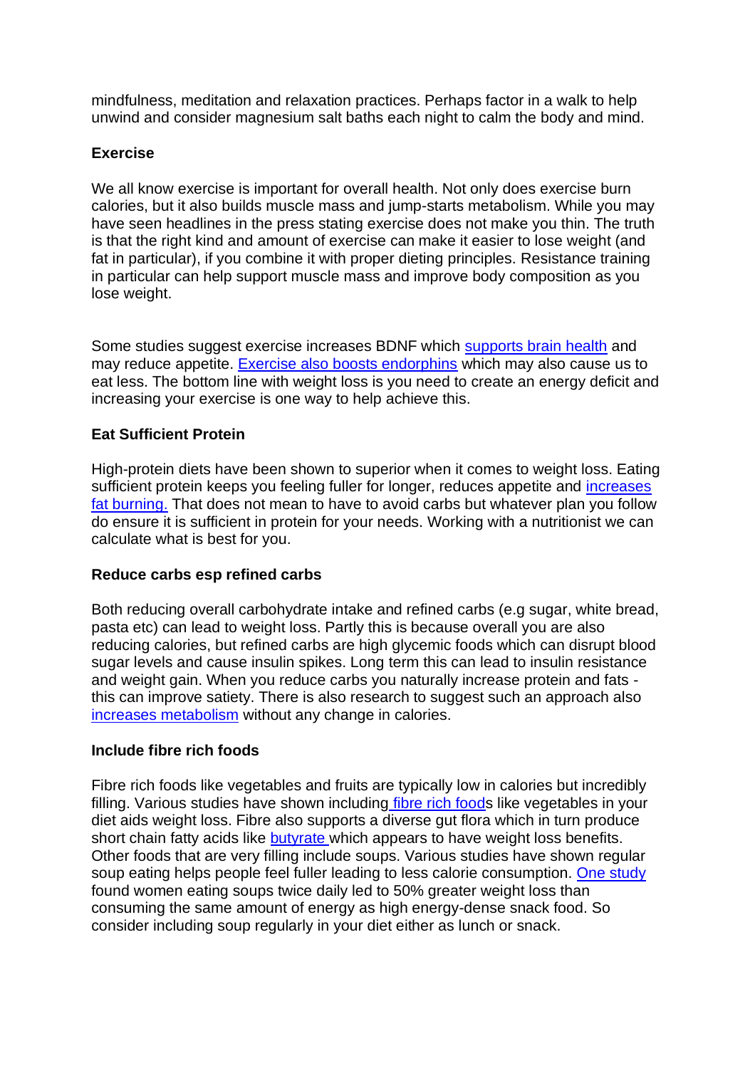mindfulness, meditation and relaxation practices. Perhaps factor in a walk to help unwind and consider magnesium salt baths each night to calm the body and mind.

**Exercise**

We all know exercise is important for overall health. Not only does exercise burn calories, but it also builds muscle mass and jump-starts metabolism. While you may have seen headlines in the press stating exercise does not make you thin. The truth is that the right kind and amount of exercise can make it easier to lose weight (and fat in particular), if you combine it with proper dieting principles. Resistance training in particular can help support muscle mass and improve body composition as you lose weight.

Some studies suggest exercise increases BDNF which supports brain health and may reduce appetite. Exercise also boosts endorphins which may also cause us to eat less. The bottom line with weight loss is you need to create an energy deficit and increasing your exercise is one way to help achieve this.

**Eat Sufficient Protein**

High-protein diets have been shown to superior when it comes to weight loss. Eating sufficient protein keeps you feeling fuller for longer, reduces appetite and increases fat burning. That does not mean to have to avoid carbs but whatever plan you follow do ensure it is sufficient in protein for your needs. Working with a nutritionist we can calculate what is best for you.

**Reduce carbs esp refined carbs**

Both reducing overall carbohydrate intake and refined carbs (e.g sugar, white bread, pasta etc) can lead to weight loss. Partly this is because overall you are also reducing calories, but refined carbs are high glycemic foods which can disrupt blood sugar levels and cause insulin spikes. Long term this can lead to insulin resistance and weight gain. When you reduce carbs you naturally increase protein and fats - this can improve satiety. There is also research to suggest such an approach also increases metabolism without any change in calories.

**Include fibre rich foods**

Fibre rich foods like vegetables and fruits are typically low in calories but incredibly filling. Various studies have shown including fibre rich foods like vegetables in your diet aids weight loss. Fibre also supports a diverse gut flora which in turn produce short chain fatty acids like butyrate which appears to have weight loss benefits. Other foods that are very filling include soups. Various studies have shown regular soup eating helps people feel fuller leading to less calorie consumption. One study found women eating soups twice daily led to 50% greater weight loss than consuming the same amount of energy as high energy-dense snack food. So consider including soup regularly in your diet either as lunch or snack.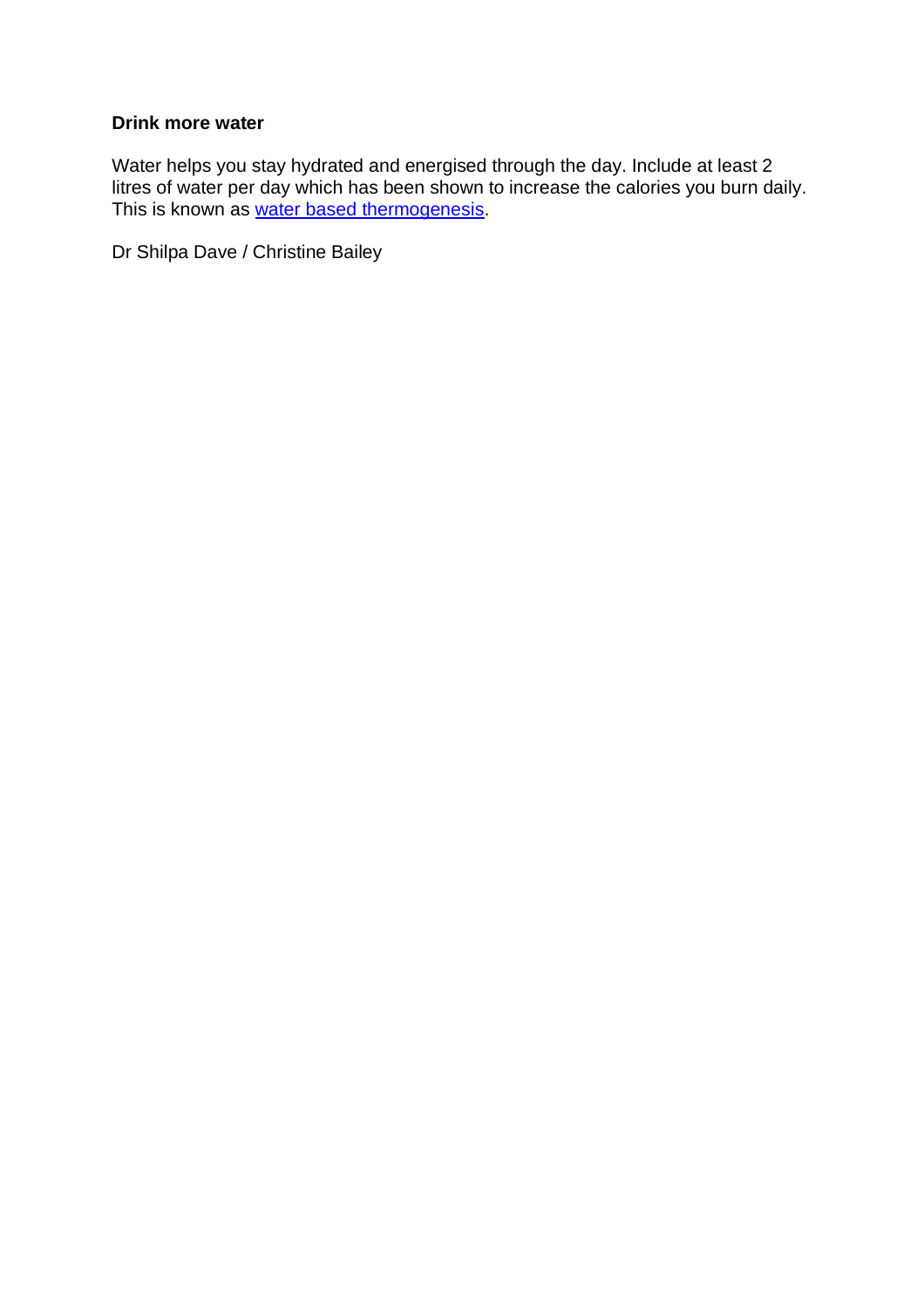**Drink more water**

Water helps you stay hydrated and energised through the day. Include at least 2 litres of water per day which has been shown to increase the calories you burn daily. This is known as water based thermogenesis.

Dr Shilpa Dave / Christine Bailey